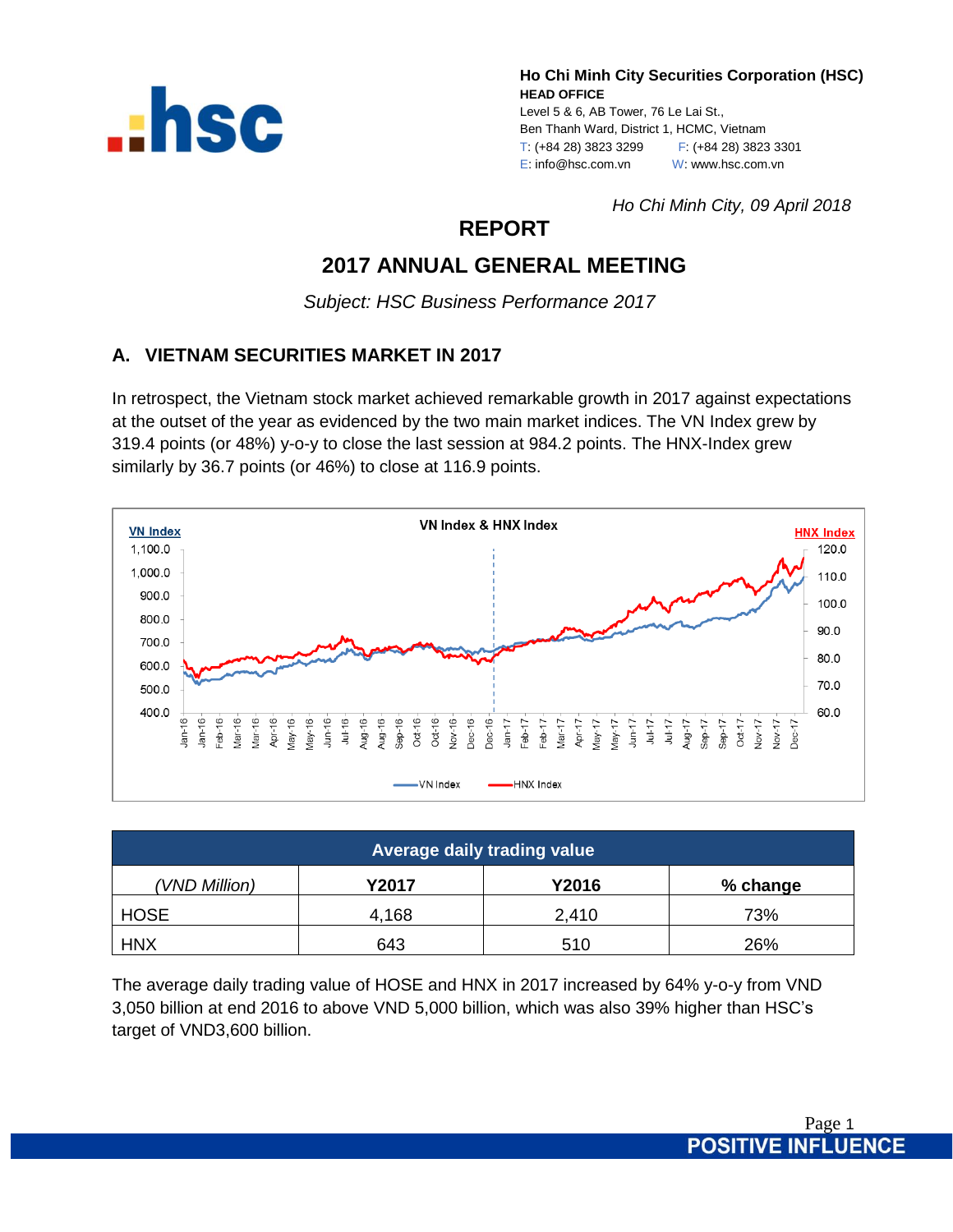**Ho Chi Minh City Securities Corporation (HSC)**
**HEAD OFFICE**
Level 5 & 6, AB Tower, 76 Le Lai St.,
Ben Thanh Ward, District 1, HCMC, Vietnam
T: (+84 28) 3823 3299 F: (+84 28) 3823 3301
E: info@hsc.com.vn W: www.hsc.com.vn

*Ho Chi Minh City, 09 April 2018*

# REPORT

# 2017 ANNUAL GENERAL MEETING

*Subject: HSC Business Performance 2017*

## A. VIETNAM SECURITIES MARKET IN 2017

In retrospect, the Vietnam stock market achieved remarkable growth in 2017 against expectations at the outset of the year as evidenced by the two main market indices. The VN Index grew by 319.4 points (or 48%) y-o-y to close the last session at 984.2 points. The HNX-Index grew similarly by 36.7 points (or 46%) to close at 116.9 points.

| Average daily trading value | | | |
|---|---|---|---|
| *(VND Million)* | **Y2017** | **Y2016** | **% change** |
| HOSE | 4,168 | 2,410 | 73% |
| HNX | 643 | 510 | 26% |

The average daily trading value of HOSE and HNX in 2017 increased by 64% y-o-y from VND 3,050 billion at end 2016 to above VND 5,000 billion, which was also 39% higher than HSC's target of VND3,600 billion.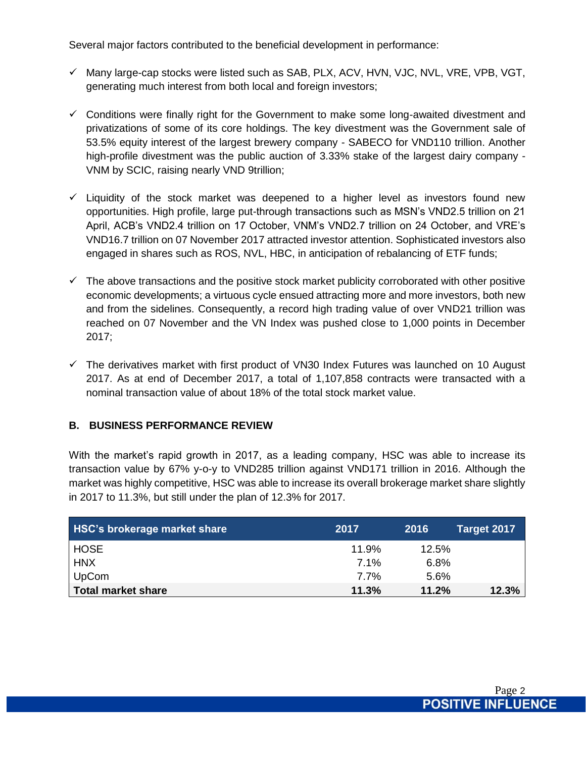Several major factors contributed to the beneficial development in performance:

- ✓ Many large-cap stocks were listed such as SAB, PLX, ACV, HVN, VJC, NVL, VRE, VPB, VGT, generating much interest from both local and foreign investors;

- ✓ Conditions were finally right for the Government to make some long-awaited divestment and privatizations of some of its core holdings. The key divestment was the Government sale of 53.5% equity interest of the largest brewery company - SABECO for VND110 trillion. Another high-profile divestment was the public auction of 3.33% stake of the largest dairy company - VNM by SCIC, raising nearly VND 9trillion;

- ✓ Liquidity of the stock market was deepened to a higher level as investors found new opportunities. High profile, large put-through transactions such as MSN's VND2.5 trillion on 21 April, ACB's VND2.4 trillion on 17 October, VNM's VND2.7 trillion on 24 October, and VRE's VND16.7 trillion on 07 November 2017 attracted investor attention. Sophisticated investors also engaged in shares such as ROS, NVL, HBC, in anticipation of rebalancing of ETF funds;

- ✓ The above transactions and the positive stock market publicity corroborated with other positive economic developments; a virtuous cycle ensued attracting more and more investors, both new and from the sidelines. Consequently, a record high trading value of over VND21 trillion was reached on 07 November and the VN Index was pushed close to 1,000 points in December 2017;

- ✓ The derivatives market with first product of VN30 Index Futures was launched on 10 August 2017. As at end of December 2017, a total of 1,107,858 contracts were transacted with a nominal transaction value of about 18% of the total stock market value.

## B. BUSINESS PERFORMANCE REVIEW

With the market's rapid growth in 2017, as a leading company, HSC was able to increase its transaction value by 67% y-o-y to VND285 trillion against VND171 trillion in 2016. Although the market was highly competitive, HSC was able to increase its overall brokerage market share slightly in 2017 to 11.3%, but still under the plan of 12.3% for 2017.

| HSC's brokerage market share | 2017 | 2016 | Target 2017 |
|---|---|---|---|
| HOSE | 11.9% | 12.5% | |
| HNX | 7.1% | 6.8% | |
| UpCom | 7.7% | 5.6% | |
| **Total market share** | **11.3%** | **11.2%** | **12.3%** |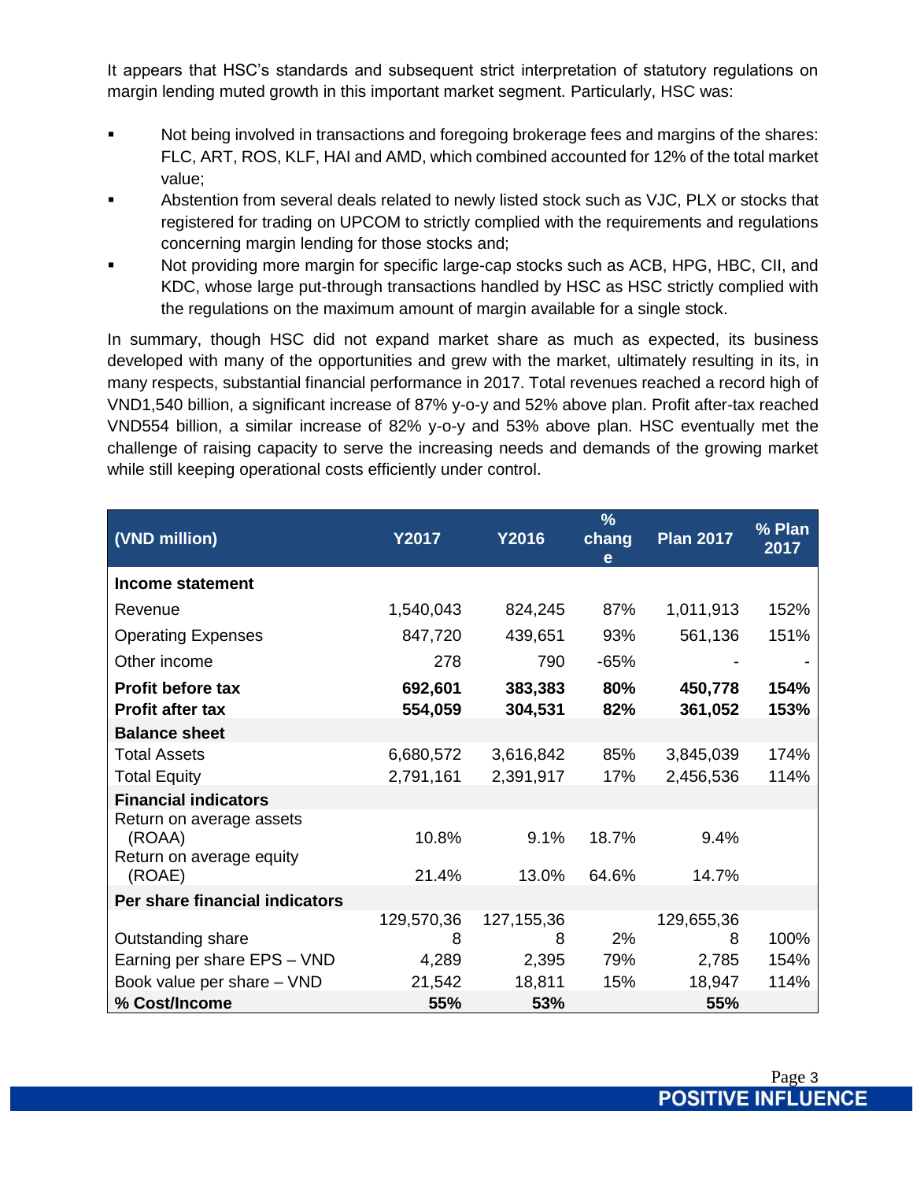It appears that HSC's standards and subsequent strict interpretation of statutory regulations on margin lending muted growth in this important market segment. Particularly, HSC was:

- Not being involved in transactions and foregoing brokerage fees and margins of the shares: FLC, ART, ROS, KLF, HAI and AMD, which combined accounted for 12% of the total market value;
- Abstention from several deals related to newly listed stock such as VJC, PLX or stocks that registered for trading on UPCOM to strictly complied with the requirements and regulations concerning margin lending for those stocks and;
- Not providing more margin for specific large-cap stocks such as ACB, HPG, HBC, CII, and KDC, whose large put-through transactions handled by HSC as HSC strictly complied with the regulations on the maximum amount of margin available for a single stock.

In summary, though HSC did not expand market share as much as expected, its business developed with many of the opportunities and grew with the market, ultimately resulting in its, in many respects, substantial financial performance in 2017. Total revenues reached a record high of VND1,540 billion, a significant increase of 87% y-o-y and 52% above plan. Profit after-tax reached VND554 billion, a similar increase of 82% y-o-y and 53% above plan. HSC eventually met the challenge of raising capacity to serve the increasing needs and demands of the growing market while still keeping operational costs efficiently under control.

| (VND million) | Y2017 | Y2016 | % change | Plan 2017 | % Plan 2017 |
|---|---|---|---|---|---|
| **Income statement** | | | | | |
| Revenue | 1,540,043 | 824,245 | 87% | 1,011,913 | 152% |
| Operating Expenses | 847,720 | 439,651 | 93% | 561,136 | 151% |
| Other income | 278 | 790 | -65% | - | - |
| **Profit before tax** | **692,601** | **383,383** | **80%** | **450,778** | **154%** |
| **Profit after tax** | **554,059** | **304,531** | **82%** | **361,052** | **153%** |
| **Balance sheet** | | | | | |
| Total Assets | 6,680,572 | 3,616,842 | 85% | 3,845,039 | 174% |
| Total Equity | 2,791,161 | 2,391,917 | 17% | 2,456,536 | 114% |
| **Financial indicators** | | | | | |
| Return on average assets (ROAA) | 10.8% | 9.1% | 18.7% | 9.4% | |
| Return on average equity (ROAE) | 21.4% | 13.0% | 64.6% | 14.7% | |
| **Per share financial indicators** | | | | | |
| Outstanding share | 129,570,368 | 127,155,368 | 2% | 129,655,368 | 100% |
| Earning per share EPS – VND | 4,289 | 2,395 | 79% | 2,785 | 154% |
| Book value per share – VND | 21,542 | 18,811 | 15% | 18,947 | 114% |
| **% Cost/Income** | **55%** | **53%** | | **55%** | |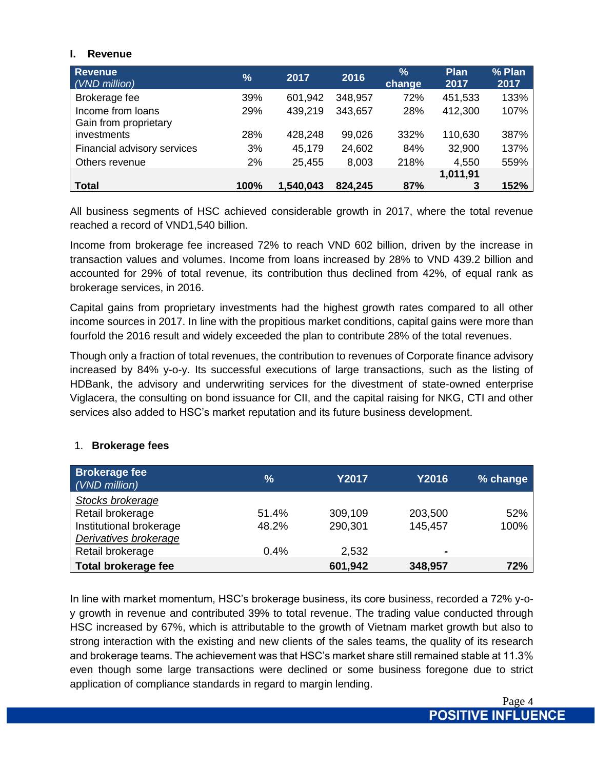## I. Revenue

| Revenue (VND million) | % | 2017 | 2016 | % change | Plan 2017 | % Plan 2017 |
|---|---|---|---|---|---|---|
| Brokerage fee | 39% | 601,942 | 348,957 | 72% | 451,533 | 133% |
| Income from loans | 29% | 439,219 | 343,657 | 28% | 412,300 | 107% |
| Gain from proprietary investments | 28% | 428,248 | 99,026 | 332% | 110,630 | 387% |
| Financial advisory services | 3% | 45,179 | 24,602 | 84% | 32,900 | 137% |
| Others revenue | 2% | 25,455 | 8,003 | 218% | 4,550 | 559% |
| **Total** | **100%** | **1,540,043** | **824,245** | **87%** | **1,011,913** | **152%** |

All business segments of HSC achieved considerable growth in 2017, where the total revenue reached a record of VND1,540 billion.

Income from brokerage fee increased 72% to reach VND 602 billion, driven by the increase in transaction values and volumes. Income from loans increased by 28% to VND 439.2 billion and accounted for 29% of total revenue, its contribution thus declined from 42%, of equal rank as brokerage services, in 2016.

Capital gains from proprietary investments had the highest growth rates compared to all other income sources in 2017. In line with the propitious market conditions, capital gains were more than fourfold the 2016 result and widely exceeded the plan to contribute 28% of the total revenues.

Though only a fraction of total revenues, the contribution to revenues of Corporate finance advisory increased by 84% y-o-y. Its successful executions of large transactions, such as the listing of HDBank, the advisory and underwriting services for the divestment of state-owned enterprise Viglacera, the consulting on bond issuance for CII, and the capital raising for NKG, CTI and other services also added to HSC's market reputation and its future business development.

### 1. Brokerage fees

| Brokerage fee (VND million) | % | Y2017 | Y2016 | % change |
|---|---|---|---|---|
| *Stocks brokerage* | | | | |
| Retail brokerage | 51.4% | 309,109 | 203,500 | 52% |
| Institutional brokerage | 48.2% | 290,301 | 145,457 | 100% |
| *Derivatives brokerage* | | | | |
| Retail brokerage | 0.4% | 2,532 | - | |
| **Total brokerage fee** | | **601,942** | **348,957** | **72%** |

In line with market momentum, HSC's brokerage business, its core business, recorded a 72% y-o-y growth in revenue and contributed 39% to total revenue. The trading value conducted through HSC increased by 67%, which is attributable to the growth of Vietnam market growth but also to strong interaction with the existing and new clients of the sales teams, the quality of its research and brokerage teams. The achievement was that HSC's market share still remained stable at 11.3% even though some large transactions were declined or some business foregone due to strict application of compliance standards in regard to margin lending.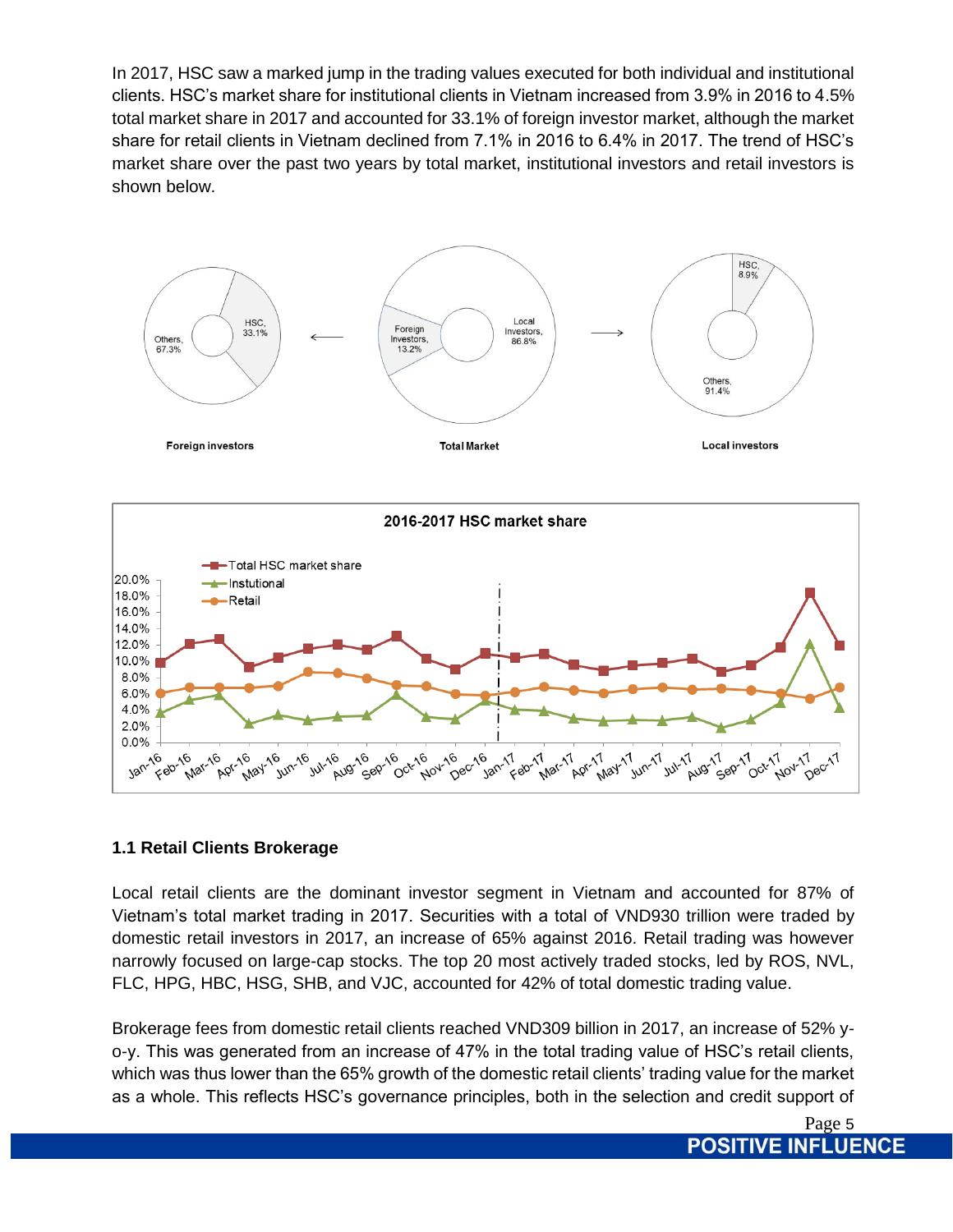In 2017, HSC saw a marked jump in the trading values executed for both individual and institutional clients. HSC's market share for institutional clients in Vietnam increased from 3.9% in 2016 to 4.5% total market share in 2017 and accounted for 33.1% of foreign investor market, although the market share for retail clients in Vietnam declined from 7.1% in 2016 to 6.4% in 2017. The trend of HSC's market share over the past two years by total market, institutional investors and retail investors is shown below.

Foreign investors

Total Market

Local investors

2016-2017 HSC market share

## 1.1 Retail Clients Brokerage

Local retail clients are the dominant investor segment in Vietnam and accounted for 87% of Vietnam's total market trading in 2017. Securities with a total of VND930 trillion were traded by domestic retail investors in 2017, an increase of 65% against 2016. Retail trading was however narrowly focused on large-cap stocks. The top 20 most actively traded stocks, led by ROS, NVL, FLC, HPG, HBC, HSG, SHB, and VJC, accounted for 42% of total domestic trading value.

Brokerage fees from domestic retail clients reached VND309 billion in 2017, an increase of 52% y-o-y. This was generated from an increase of 47% in the total trading value of HSC's retail clients, which was thus lower than the 65% growth of the domestic retail clients' trading value for the market as a whole. This reflects HSC's governance principles, both in the selection and credit support of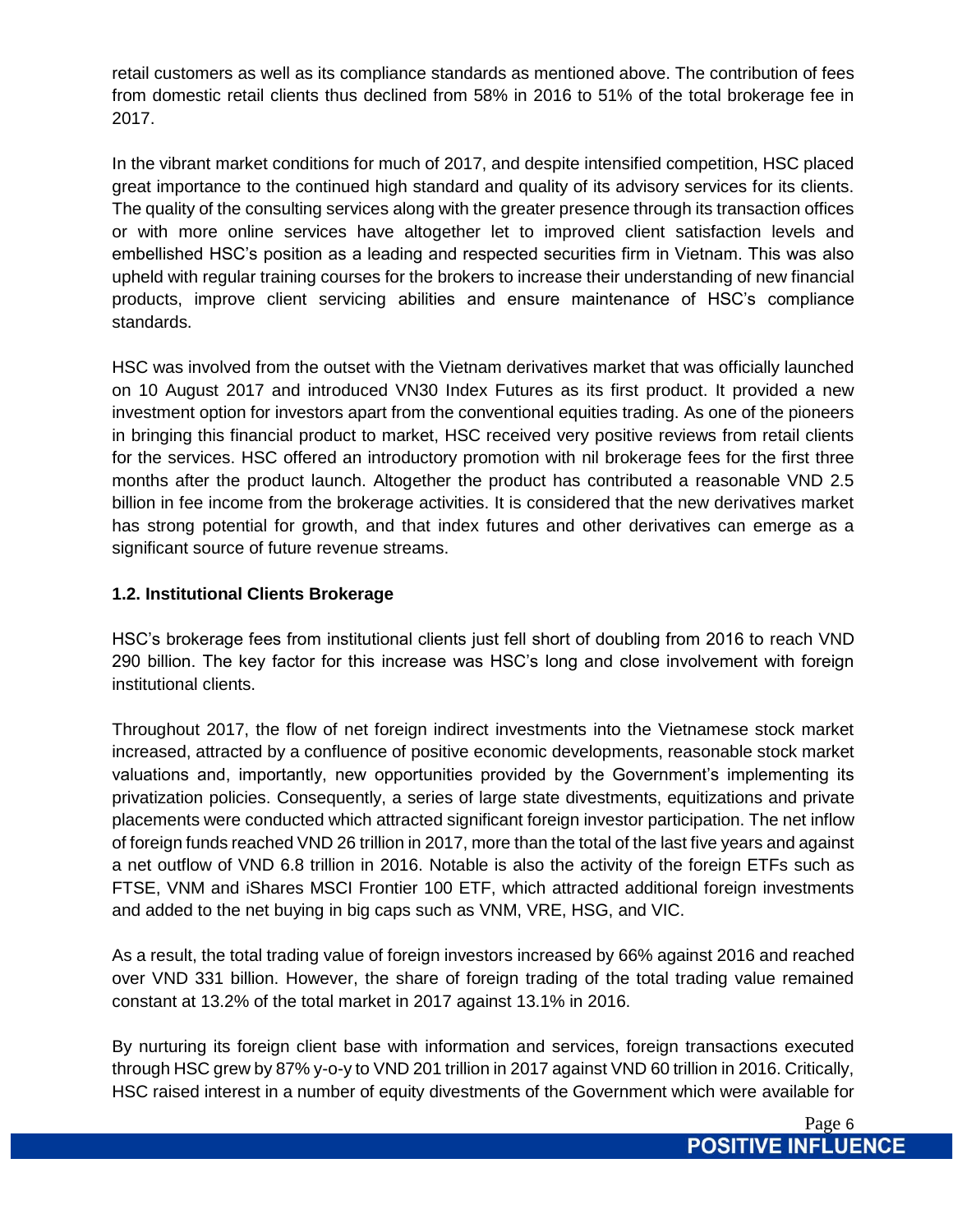retail customers as well as its compliance standards as mentioned above. The contribution of fees from domestic retail clients thus declined from 58% in 2016 to 51% of the total brokerage fee in 2017.

In the vibrant market conditions for much of 2017, and despite intensified competition, HSC placed great importance to the continued high standard and quality of its advisory services for its clients. The quality of the consulting services along with the greater presence through its transaction offices or with more online services have altogether let to improved client satisfaction levels and embellished HSC's position as a leading and respected securities firm in Vietnam. This was also upheld with regular training courses for the brokers to increase their understanding of new financial products, improve client servicing abilities and ensure maintenance of HSC's compliance standards.

HSC was involved from the outset with the Vietnam derivatives market that was officially launched on 10 August 2017 and introduced VN30 Index Futures as its first product. It provided a new investment option for investors apart from the conventional equities trading. As one of the pioneers in bringing this financial product to market, HSC received very positive reviews from retail clients for the services. HSC offered an introductory promotion with nil brokerage fees for the first three months after the product launch. Altogether the product has contributed a reasonable VND 2.5 billion in fee income from the brokerage activities. It is considered that the new derivatives market has strong potential for growth, and that index futures and other derivatives can emerge as a significant source of future revenue streams.

### 1.2. Institutional Clients Brokerage

HSC's brokerage fees from institutional clients just fell short of doubling from 2016 to reach VND 290 billion. The key factor for this increase was HSC's long and close involvement with foreign institutional clients.

Throughout 2017, the flow of net foreign indirect investments into the Vietnamese stock market increased, attracted by a confluence of positive economic developments, reasonable stock market valuations and, importantly, new opportunities provided by the Government's implementing its privatization policies. Consequently, a series of large state divestments, equitizations and private placements were conducted which attracted significant foreign investor participation. The net inflow of foreign funds reached VND 26 trillion in 2017, more than the total of the last five years and against a net outflow of VND 6.8 trillion in 2016. Notable is also the activity of the foreign ETFs such as FTSE, VNM and iShares MSCI Frontier 100 ETF, which attracted additional foreign investments and added to the net buying in big caps such as VNM, VRE, HSG, and VIC.

As a result, the total trading value of foreign investors increased by 66% against 2016 and reached over VND 331 billion. However, the share of foreign trading of the total trading value remained constant at 13.2% of the total market in 2017 against 13.1% in 2016.

By nurturing its foreign client base with information and services, foreign transactions executed through HSC grew by 87% y-o-y to VND 201 trillion in 2017 against VND 60 trillion in 2016. Critically, HSC raised interest in a number of equity divestments of the Government which were available for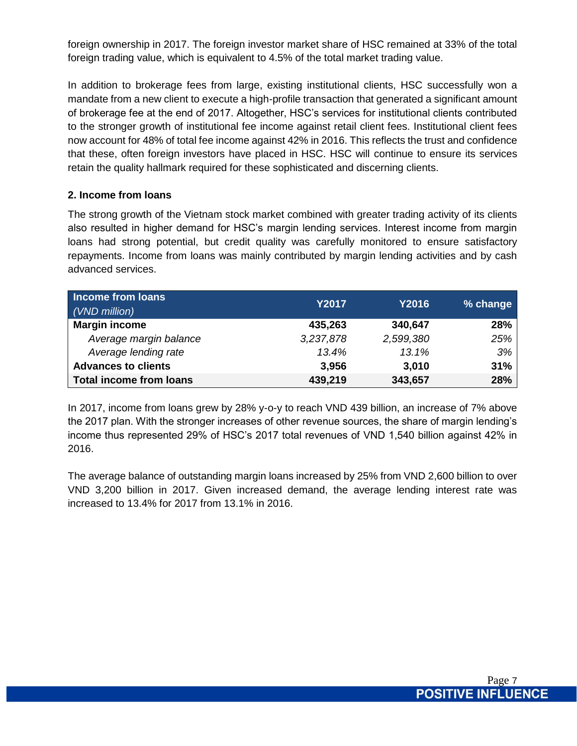foreign ownership in 2017. The foreign investor market share of HSC remained at 33% of the total foreign trading value, which is equivalent to 4.5% of the total market trading value.

In addition to brokerage fees from large, existing institutional clients, HSC successfully won a mandate from a new client to execute a high-profile transaction that generated a significant amount of brokerage fee at the end of 2017. Altogether, HSC's services for institutional clients contributed to the stronger growth of institutional fee income against retail client fees. Institutional client fees now account for 48% of total fee income against 42% in 2016. This reflects the trust and confidence that these, often foreign investors have placed in HSC. HSC will continue to ensure its services retain the quality hallmark required for these sophisticated and discerning clients.

**2. Income from loans**

The strong growth of the Vietnam stock market combined with greater trading activity of its clients also resulted in higher demand for HSC's margin lending services. Interest income from margin loans had strong potential, but credit quality was carefully monitored to ensure satisfactory repayments. Income from loans was mainly contributed by margin lending activities and by cash advanced services.

| **Income from loans** *(VND million)* | **Y2017** | **Y2016** | **% change** |
|---|---|---|---|
| **Margin income** | **435,263** | **340,647** | **28%** |
| *Average margin balance* | *3,237,878* | *2,599,380* | *25%* |
| *Average lending rate* | *13.4%* | *13.1%* | *3%* |
| **Advances to clients** | **3,956** | **3,010** | **31%** |
| **Total income from loans** | **439,219** | **343,657** | **28%** |

In 2017, income from loans grew by 28% y-o-y to reach VND 439 billion, an increase of 7% above the 2017 plan. With the stronger increases of other revenue sources, the share of margin lending's income thus represented 29% of HSC's 2017 total revenues of VND 1,540 billion against 42% in 2016.

The average balance of outstanding margin loans increased by 25% from VND 2,600 billion to over VND 3,200 billion in 2017. Given increased demand, the average lending interest rate was increased to 13.4% for 2017 from 13.1% in 2016.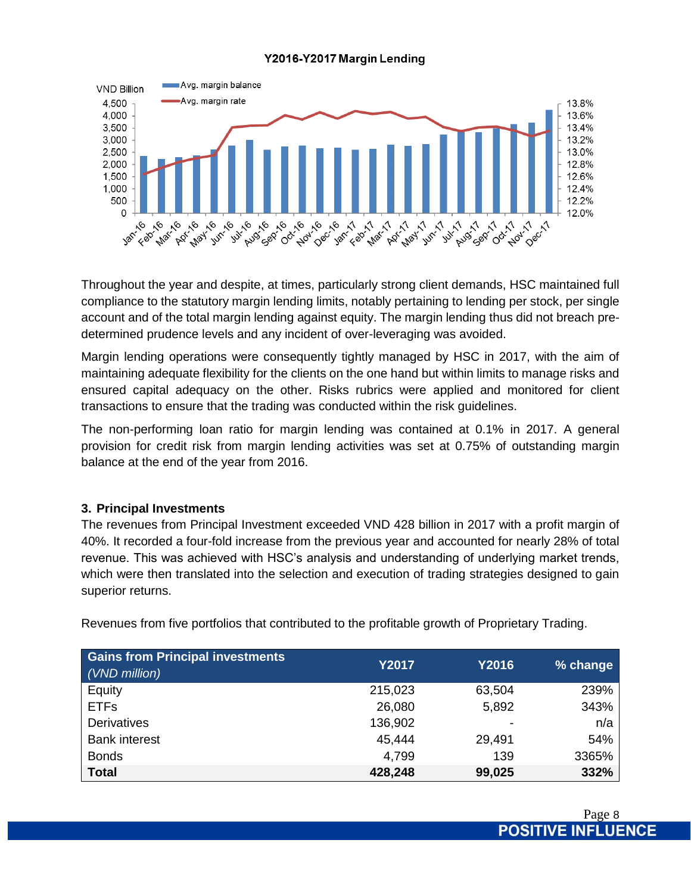**Y2016-Y2017 Margin Lending**

Throughout the year and despite, at times, particularly strong client demands, HSC maintained full compliance to the statutory margin lending limits, notably pertaining to lending per stock, per single account and of the total margin lending against equity. The margin lending thus did not breach pre-determined prudence levels and any incident of over-leveraging was avoided.

Margin lending operations were consequently tightly managed by HSC in 2017, with the aim of maintaining adequate flexibility for the clients on the one hand but within limits to manage risks and ensured capital adequacy on the other. Risks rubrics were applied and monitored for client transactions to ensure that the trading was conducted within the risk guidelines.

The non-performing loan ratio for margin lending was contained at 0.1% in 2017. A general provision for credit risk from margin lending activities was set at 0.75% of outstanding margin balance at the end of the year from 2016.

### 3. Principal Investments

The revenues from Principal Investment exceeded VND 428 billion in 2017 with a profit margin of 40%. It recorded a four-fold increase from the previous year and accounted for nearly 28% of total revenue. This was achieved with HSC's analysis and understanding of underlying market trends, which were then translated into the selection and execution of trading strategies designed to gain superior returns.

Revenues from five portfolios that contributed to the profitable growth of Proprietary Trading.

| Gains from Principal investments *(VND million)* | Y2017 | Y2016 | % change |
|---|---|---|---|
| Equity | 215,023 | 63,504 | 239% |
| ETFs | 26,080 | 5,892 | 343% |
| Derivatives | 136,902 | - | n/a |
| Bank interest | 45,444 | 29,491 | 54% |
| Bonds | 4,799 | 139 | 3365% |
| **Total** | **428,248** | **99,025** | **332%** |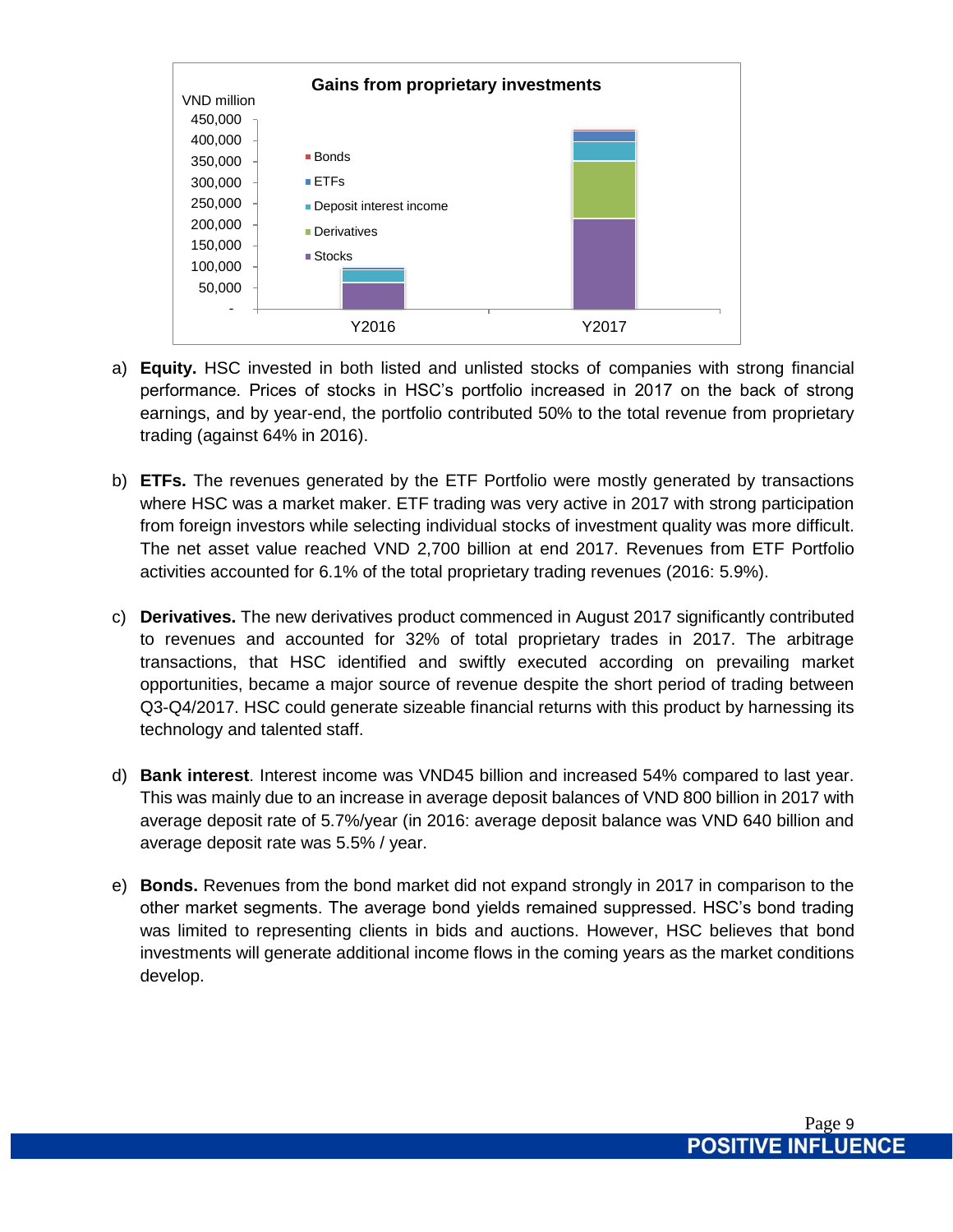**Gains from proprietary investments**

a) **Equity.** HSC invested in both listed and unlisted stocks of companies with strong financial performance. Prices of stocks in HSC's portfolio increased in 2017 on the back of strong earnings, and by year-end, the portfolio contributed 50% to the total revenue from proprietary trading (against 64% in 2016).

b) **ETFs.** The revenues generated by the ETF Portfolio were mostly generated by transactions where HSC was a market maker. ETF trading was very active in 2017 with strong participation from foreign investors while selecting individual stocks of investment quality was more difficult. The net asset value reached VND 2,700 billion at end 2017. Revenues from ETF Portfolio activities accounted for 6.1% of the total proprietary trading revenues (2016: 5.9%).

c) **Derivatives.** The new derivatives product commenced in August 2017 significantly contributed to revenues and accounted for 32% of total proprietary trades in 2017. The arbitrage transactions, that HSC identified and swiftly executed according on prevailing market opportunities, became a major source of revenue despite the short period of trading between Q3-Q4/2017. HSC could generate sizeable financial returns with this product by harnessing its technology and talented staff.

d) **Bank interest**. Interest income was VND45 billion and increased 54% compared to last year. This was mainly due to an increase in average deposit balances of VND 800 billion in 2017 with average deposit rate of 5.7%/year (in 2016: average deposit balance was VND 640 billion and average deposit rate was 5.5% / year.

e) **Bonds.** Revenues from the bond market did not expand strongly in 2017 in comparison to the other market segments. The average bond yields remained suppressed. HSC's bond trading was limited to representing clients in bids and auctions. However, HSC believes that bond investments will generate additional income flows in the coming years as the market conditions develop.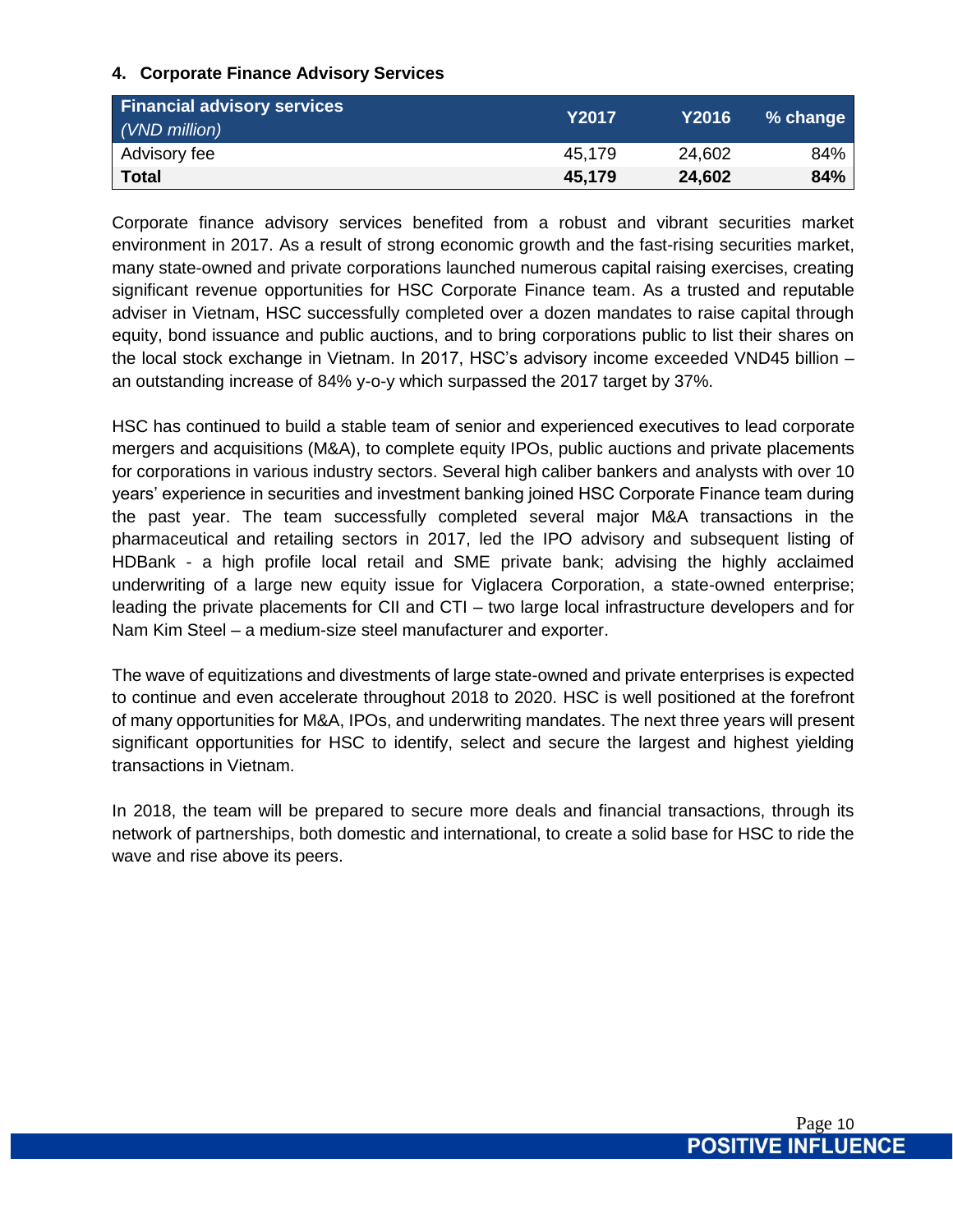## 4. Corporate Finance Advisory Services

| **Financial advisory services** *(VND million)* | **Y2017** | **Y2016** | **% change** |
|---|---|---|---|
| Advisory fee | 45,179 | 24,602 | 84% |
| **Total** | **45,179** | **24,602** | **84%** |

Corporate finance advisory services benefited from a robust and vibrant securities market environment in 2017. As a result of strong economic growth and the fast-rising securities market, many state-owned and private corporations launched numerous capital raising exercises, creating significant revenue opportunities for HSC Corporate Finance team. As a trusted and reputable adviser in Vietnam, HSC successfully completed over a dozen mandates to raise capital through equity, bond issuance and public auctions, and to bring corporations public to list their shares on the local stock exchange in Vietnam. In 2017, HSC's advisory income exceeded VND45 billion – an outstanding increase of 84% y-o-y which surpassed the 2017 target by 37%.

HSC has continued to build a stable team of senior and experienced executives to lead corporate mergers and acquisitions (M&A), to complete equity IPOs, public auctions and private placements for corporations in various industry sectors. Several high caliber bankers and analysts with over 10 years' experience in securities and investment banking joined HSC Corporate Finance team during the past year. The team successfully completed several major M&A transactions in the pharmaceutical and retailing sectors in 2017, led the IPO advisory and subsequent listing of HDBank - a high profile local retail and SME private bank; advising the highly acclaimed underwriting of a large new equity issue for Viglacera Corporation, a state-owned enterprise; leading the private placements for CII and CTI – two large local infrastructure developers and for Nam Kim Steel – a medium-size steel manufacturer and exporter.

The wave of equitizations and divestments of large state-owned and private enterprises is expected to continue and even accelerate throughout 2018 to 2020. HSC is well positioned at the forefront of many opportunities for M&A, IPOs, and underwriting mandates. The next three years will present significant opportunities for HSC to identify, select and secure the largest and highest yielding transactions in Vietnam.

In 2018, the team will be prepared to secure more deals and financial transactions, through its network of partnerships, both domestic and international, to create a solid base for HSC to ride the wave and rise above its peers.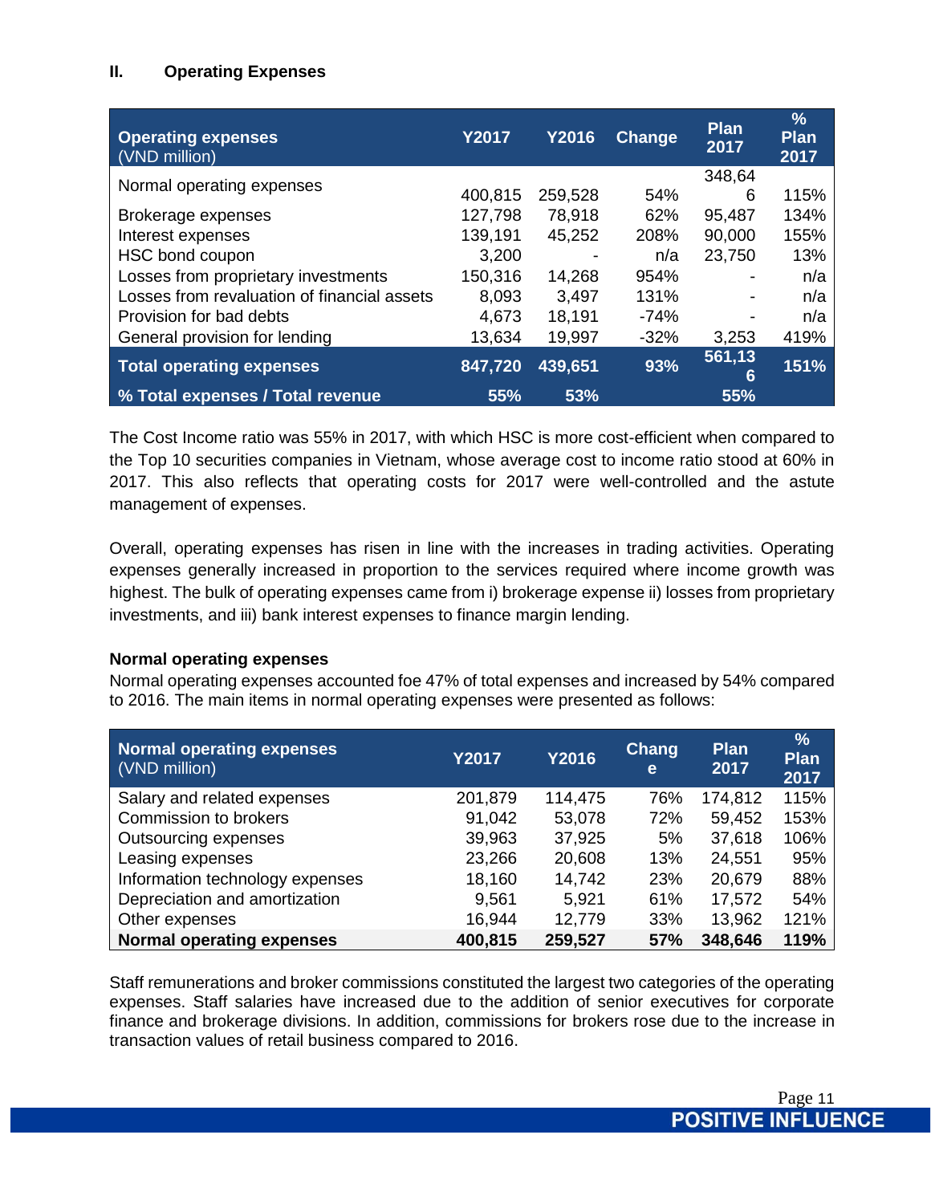## II. Operating Expenses

| Operating expenses (VND million) | Y2017 | Y2016 | Change | Plan 2017 | % Plan 2017 |
|---|---|---|---|---|---|
| Normal operating expenses | 400,815 | 259,528 | 54% | 348,646 | 115% |
| Brokerage expenses | 127,798 | 78,918 | 62% | 95,487 | 134% |
| Interest expenses | 139,191 | 45,252 | 208% | 90,000 | 155% |
| HSC bond coupon | 3,200 | - | n/a | 23,750 | 13% |
| Losses from proprietary investments | 150,316 | 14,268 | 954% | - | n/a |
| Losses from revaluation of financial assets | 8,093 | 3,497 | 131% | - | n/a |
| Provision for bad debts | 4,673 | 18,191 | -74% | - | n/a |
| General provision for lending | 13,634 | 19,997 | -32% | 3,253 | 419% |
| **Total operating expenses** | **847,720** | **439,651** | **93%** | **561,136** | **151%** |
| **% Total expenses / Total revenue** | **55%** | **53%** | | **55%** | |

The Cost Income ratio was 55% in 2017, with which HSC is more cost-efficient when compared to the Top 10 securities companies in Vietnam, whose average cost to income ratio stood at 60% in 2017. This also reflects that operating costs for 2017 were well-controlled and the astute management of expenses.

Overall, operating expenses has risen in line with the increases in trading activities. Operating expenses generally increased in proportion to the services required where income growth was highest. The bulk of operating expenses came from i) brokerage expense ii) losses from proprietary investments, and iii) bank interest expenses to finance margin lending.

**Normal operating expenses**

Normal operating expenses accounted foe 47% of total expenses and increased by 54% compared to 2016. The main items in normal operating expenses were presented as follows:

| Normal operating expenses (VND million) | Y2017 | Y2016 | Change | Plan 2017 | % Plan 2017 |
|---|---|---|---|---|---|
| Salary and related expenses | 201,879 | 114,475 | 76% | 174,812 | 115% |
| Commission to brokers | 91,042 | 53,078 | 72% | 59,452 | 153% |
| Outsourcing expenses | 39,963 | 37,925 | 5% | 37,618 | 106% |
| Leasing expenses | 23,266 | 20,608 | 13% | 24,551 | 95% |
| Information technology expenses | 18,160 | 14,742 | 23% | 20,679 | 88% |
| Depreciation and amortization | 9,561 | 5,921 | 61% | 17,572 | 54% |
| Other expenses | 16,944 | 12,779 | 33% | 13,962 | 121% |
| **Normal operating expenses** | **400,815** | **259,527** | **57%** | **348,646** | **119%** |

Staff remunerations and broker commissions constituted the largest two categories of the operating expenses. Staff salaries have increased due to the addition of senior executives for corporate finance and brokerage divisions. In addition, commissions for brokers rose due to the increase in transaction values of retail business compared to 2016.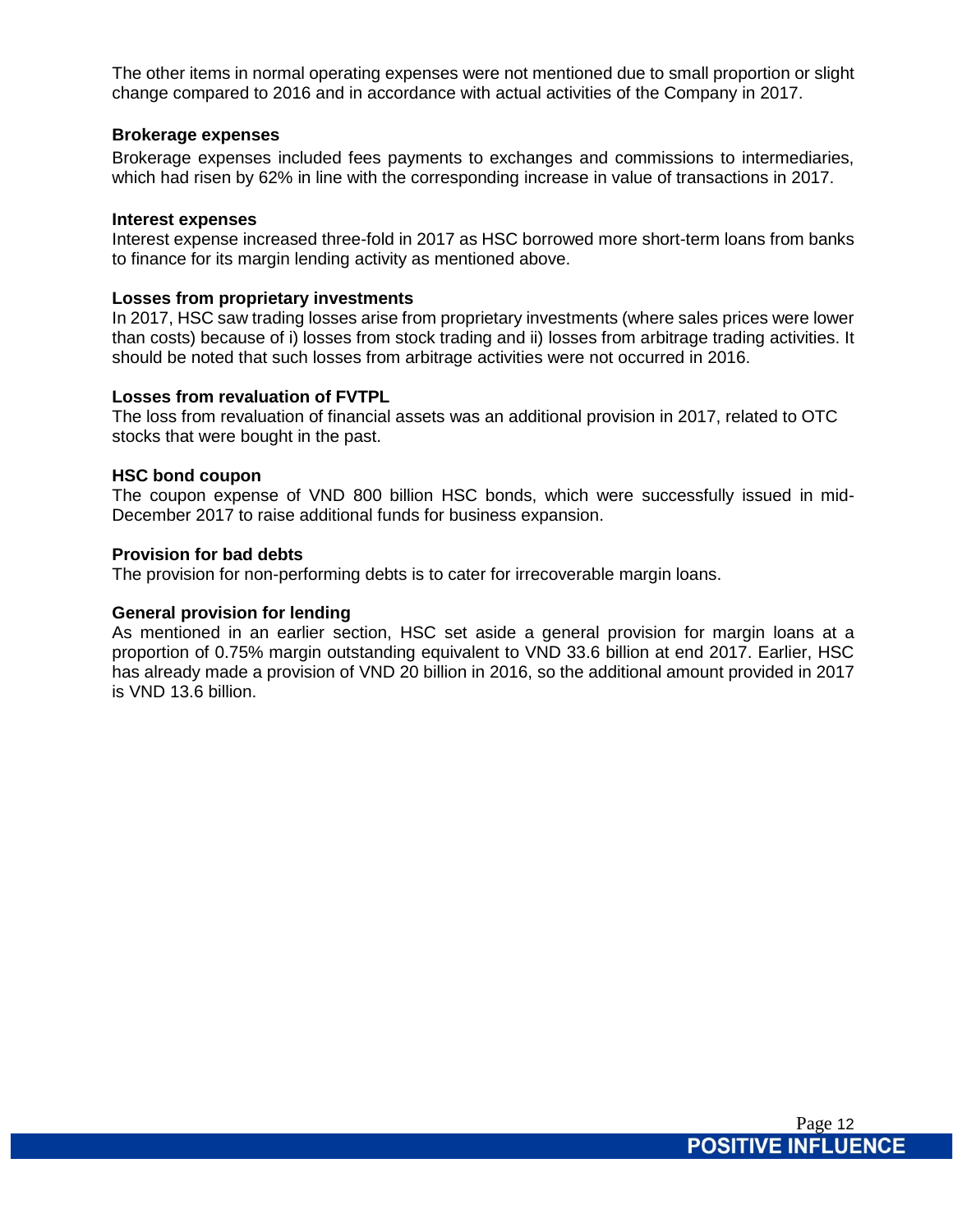The other items in normal operating expenses were not mentioned due to small proportion or slight change compared to 2016 and in accordance with actual activities of the Company in 2017.

**Brokerage expenses**

Brokerage expenses included fees payments to exchanges and commissions to intermediaries, which had risen by 62% in line with the corresponding increase in value of transactions in 2017.

**Interest expenses**

Interest expense increased three-fold in 2017 as HSC borrowed more short-term loans from banks to finance for its margin lending activity as mentioned above.

**Losses from proprietary investments**

In 2017, HSC saw trading losses arise from proprietary investments (where sales prices were lower than costs) because of i) losses from stock trading and ii) losses from arbitrage trading activities. It should be noted that such losses from arbitrage activities were not occurred in 2016.

**Losses from revaluation of FVTPL**

The loss from revaluation of financial assets was an additional provision in 2017, related to OTC stocks that were bought in the past.

**HSC bond coupon**

The coupon expense of VND 800 billion HSC bonds, which were successfully issued in mid-December 2017 to raise additional funds for business expansion.

**Provision for bad debts**

The provision for non-performing debts is to cater for irrecoverable margin loans.

**General provision for lending**

As mentioned in an earlier section, HSC set aside a general provision for margin loans at a proportion of 0.75% margin outstanding equivalent to VND 33.6 billion at end 2017. Earlier, HSC has already made a provision of VND 20 billion in 2016, so the additional amount provided in 2017 is VND 13.6 billion.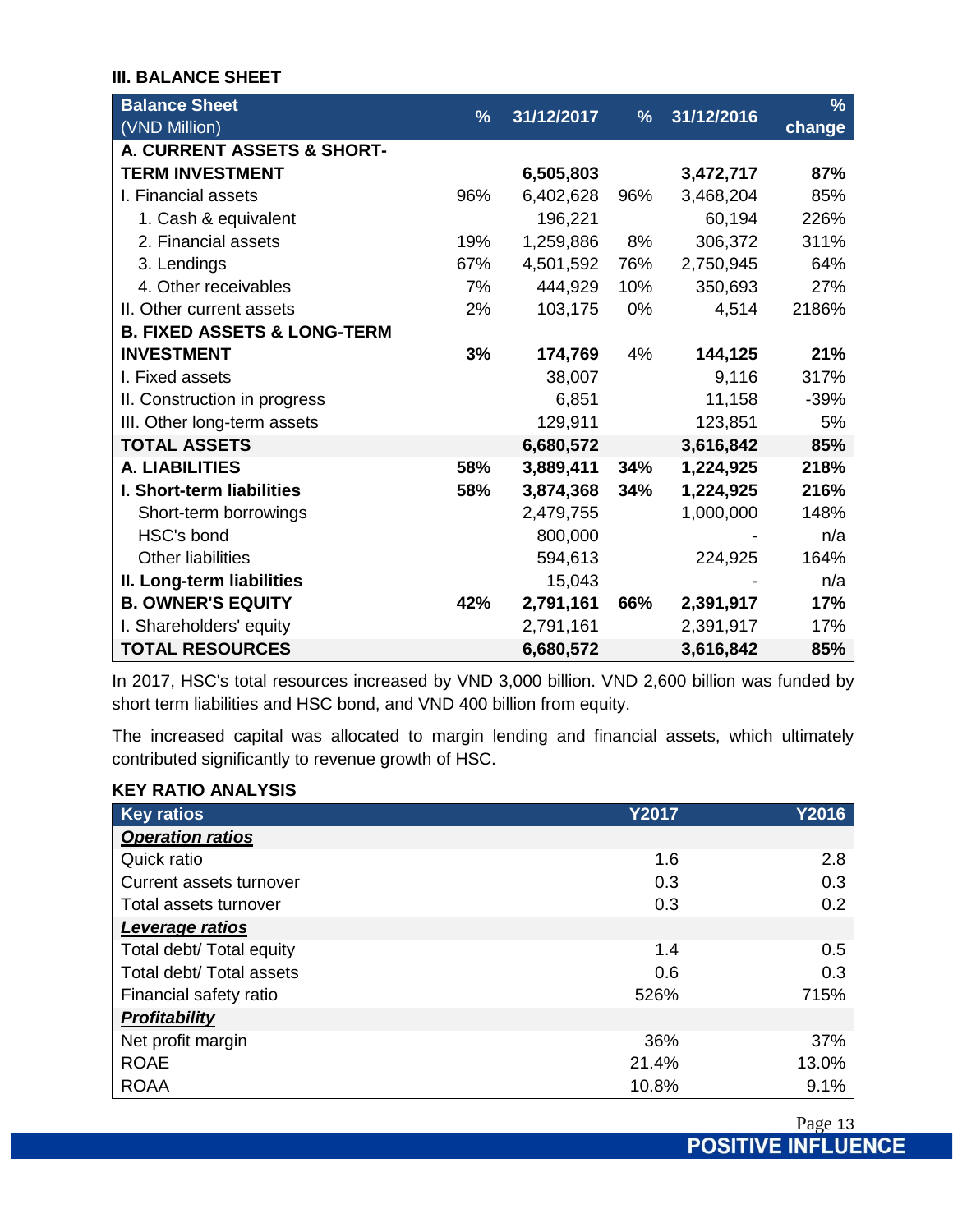### III. BALANCE SHEET

| Balance Sheet (VND Million) | % | 31/12/2017 | % | 31/12/2016 | % change |
|---|---|---|---|---|---|
| **A. CURRENT ASSETS & SHORT-TERM INVESTMENT** | | **6,505,803** | | **3,472,717** | **87%** |
| I. Financial assets | 96% | 6,402,628 | 96% | 3,468,204 | 85% |
| 1. Cash & equivalent | | 196,221 | | 60,194 | 226% |
| 2. Financial assets | 19% | 1,259,886 | 8% | 306,372 | 311% |
| 3. Lendings | 67% | 4,501,592 | 76% | 2,750,945 | 64% |
| 4. Other receivables | 7% | 444,929 | 10% | 350,693 | 27% |
| II. Other current assets | 2% | 103,175 | 0% | 4,514 | 2186% |
| **B. FIXED ASSETS & LONG-TERM INVESTMENT** | **3%** | **174,769** | 4% | **144,125** | **21%** |
| I. Fixed assets | | 38,007 | | 9,116 | 317% |
| II. Construction in progress | | 6,851 | | 11,158 | -39% |
| III. Other long-term assets | | 129,911 | | 123,851 | 5% |
| **TOTAL ASSETS** | | **6,680,572** | | **3,616,842** | **85%** |
| **A. LIABILITIES** | **58%** | **3,889,411** | **34%** | **1,224,925** | **218%** |
| **I. Short-term liabilities** | **58%** | **3,874,368** | **34%** | **1,224,925** | **216%** |
| Short-term borrowings | | 2,479,755 | | 1,000,000 | 148% |
| HSC's bond | | 800,000 | | - | n/a |
| Other liabilities | | 594,613 | | 224,925 | 164% |
| **II. Long-term liabilities** | | 15,043 | | - | n/a |
| **B. OWNER'S EQUITY** | **42%** | **2,791,161** | **66%** | **2,391,917** | **17%** |
| I. Shareholders' equity | | 2,791,161 | | 2,391,917 | 17% |
| **TOTAL RESOURCES** | | **6,680,572** | | **3,616,842** | **85%** |

In 2017, HSC's total resources increased by VND 3,000 billion. VND 2,600 billion was funded by short term liabilities and HSC bond, and VND 400 billion from equity.

The increased capital was allocated to margin lending and financial assets, which ultimately contributed significantly to revenue growth of HSC.

### KEY RATIO ANALYSIS

| Key ratios | Y2017 | Y2016 |
|---|---|---|
| ***Operation ratios*** | | |
| Quick ratio | 1.6 | 2.8 |
| Current assets turnover | 0.3 | 0.3 |
| Total assets turnover | 0.3 | 0.2 |
| ***Leverage ratios*** | | |
| Total debt/ Total equity | 1.4 | 0.5 |
| Total debt/ Total assets | 0.6 | 0.3 |
| Financial safety ratio | 526% | 715% |
| ***Profitability*** | | |
| Net profit margin | 36% | 37% |
| ROAE | 21.4% | 13.0% |
| ROAA | 10.8% | 9.1% |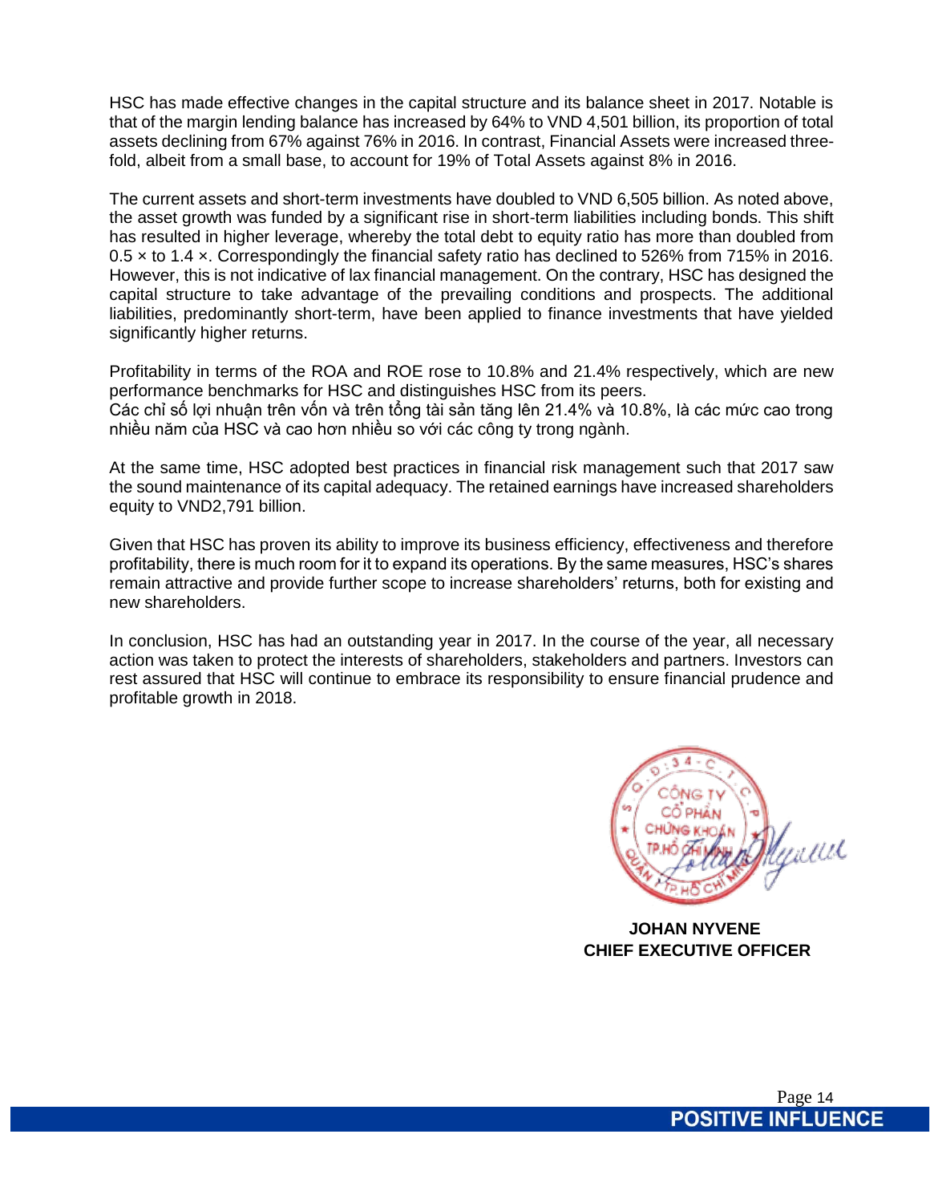HSC has made effective changes in the capital structure and its balance sheet in 2017. Notable is that of the margin lending balance has increased by 64% to VND 4,501 billion, its proportion of total assets declining from 67% against 76% in 2016. In contrast, Financial Assets were increased three-fold, albeit from a small base, to account for 19% of Total Assets against 8% in 2016.

The current assets and short-term investments have doubled to VND 6,505 billion. As noted above, the asset growth was funded by a significant rise in short-term liabilities including bonds. This shift has resulted in higher leverage, whereby the total debt to equity ratio has more than doubled from 0.5 × to 1.4 ×. Correspondingly the financial safety ratio has declined to 526% from 715% in 2016. However, this is not indicative of lax financial management. On the contrary, HSC has designed the capital structure to take advantage of the prevailing conditions and prospects. The additional liabilities, predominantly short-term, have been applied to finance investments that have yielded significantly higher returns.

Profitability in terms of the ROA and ROE rose to 10.8% and 21.4% respectively, which are new performance benchmarks for HSC and distinguishes HSC from its peers.
Các chỉ số lợi nhuận trên vốn và trên tổng tài sản tăng lên 21.4% và 10.8%, là các mức cao trong nhiều năm của HSC và cao hơn nhiều so với các công ty trong ngành.

At the same time, HSC adopted best practices in financial risk management such that 2017 saw the sound maintenance of its capital adequacy. The retained earnings have increased shareholders equity to VND2,791 billion.

Given that HSC has proven its ability to improve its business efficiency, effectiveness and therefore profitability, there is much room for it to expand its operations. By the same measures, HSC's shares remain attractive and provide further scope to increase shareholders' returns, both for existing and new shareholders.

In conclusion, HSC has had an outstanding year in 2017. In the course of the year, all necessary action was taken to protect the interests of shareholders, stakeholders and partners. Investors can rest assured that HSC will continue to embrace its responsibility to ensure financial prudence and profitable growth in 2018.

**JOHAN NYVENE**
**CHIEF EXECUTIVE OFFICER**